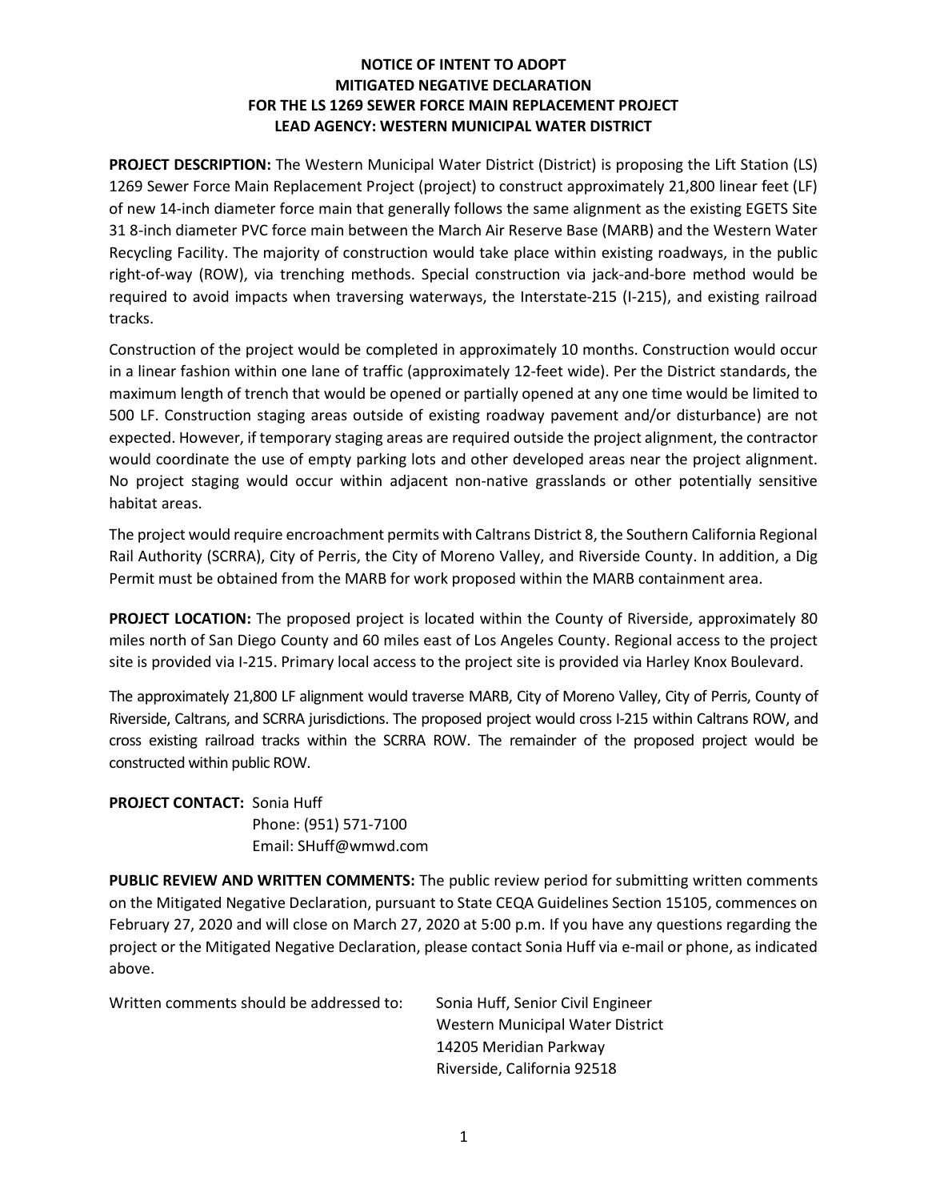# NOTICE OF INTENT TO ADOPT MITIGATED NEGATIVE DECLARATION FOR THE LS 1269 SEWER FORCE MAIN REPLACEMENT PROJECT LEAD AGENCY: WESTERN MUNICIPAL WATER DISTRICT

**PROJECT DESCRIPTION:** The Western Municipal Water District (District) is proposing the Lift Station (LS) 1269 Sewer Force Main Replacement Project (project) to construct approximately 21,800 linear feet (LF) of new 14-inch diameter force main that generally follows the same alignment as the existing EGETS Site 31 8-inch diameter PVC force main between the March Air Reserve Base (MARB) and the Western Water Recycling Facility. The majority of construction would take place within existing roadways, in the public right-of-way (ROW), via trenching methods. Special construction via jack-and-bore method would be required to avoid impacts when traversing waterways, the Interstate-215 (I-215), and existing railroad tracks.

Construction of the project would be completed in approximately 10 months. Construction would occur in a linear fashion within one lane of traffic (approximately 12-feet wide). Per the District standards, the maximum length of trench that would be opened or partially opened at any one time would be limited to 500 LF. Construction staging areas outside of existing roadway pavement and/or disturbance) are not expected. However, if temporary staging areas are required outside the project alignment, the contractor would coordinate the use of empty parking lots and other developed areas near the project alignment. No project staging would occur within adjacent non-native grasslands or other potentially sensitive habitat areas.

The project would require encroachment permits with Caltrans District 8, the Southern California Regional Rail Authority (SCRRA), City of Perris, the City of Moreno Valley, and Riverside County. In addition, a Dig Permit must be obtained from the MARB for work proposed within the MARB containment area.

**PROJECT LOCATION:** The proposed project is located within the County of Riverside, approximately 80 miles north of San Diego County and 60 miles east of Los Angeles County. Regional access to the project site is provided via I-215. Primary local access to the project site is provided via Harley Knox Boulevard.

The approximately 21,800 LF alignment would traverse MARB, City of Moreno Valley, City of Perris, County of Riverside, Caltrans, and SCRRA jurisdictions. The proposed project would cross I-215 within Caltrans ROW, and cross existing railroad tracks within the SCRRA ROW. The remainder of the proposed project would be constructed within public ROW.

**PROJECT CONTACT:** Sonia Huff  
Phone: (951) 571-7100  
Email: SHuff@wmwd.com

**PUBLIC REVIEW AND WRITTEN COMMENTS:** The public review period for submitting written comments on the Mitigated Negative Declaration, pursuant to State CEQA Guidelines Section 15105, commences on February 27, 2020 and will close on March 27, 2020 at 5:00 p.m. If you have any questions regarding the project or the Mitigated Negative Declaration, please contact Sonia Huff via e-mail or phone, as indicated above.

Written comments should be addressed to:

Sonia Huff, Senior Civil Engineer  
Western Municipal Water District  
14205 Meridian Parkway  
Riverside, California 92518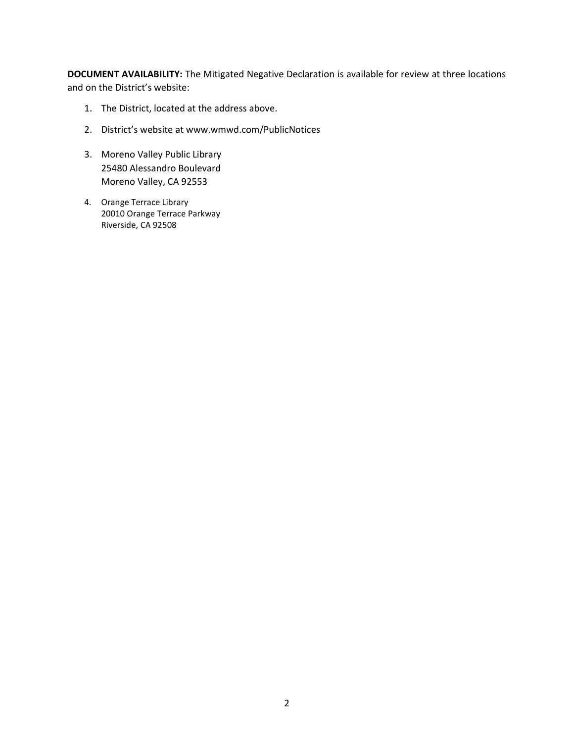**DOCUMENT AVAILABILITY:** The Mitigated Negative Declaration is available for review at three locations and on the District's website:

1. The District, located at the address above.
2. District's website at www.wmwd.com/PublicNotices
3. Moreno Valley Public Library
   25480 Alessandro Boulevard
   Moreno Valley, CA 92553
4. Orange Terrace Library
   20010 Orange Terrace Parkway
   Riverside, CA 92508